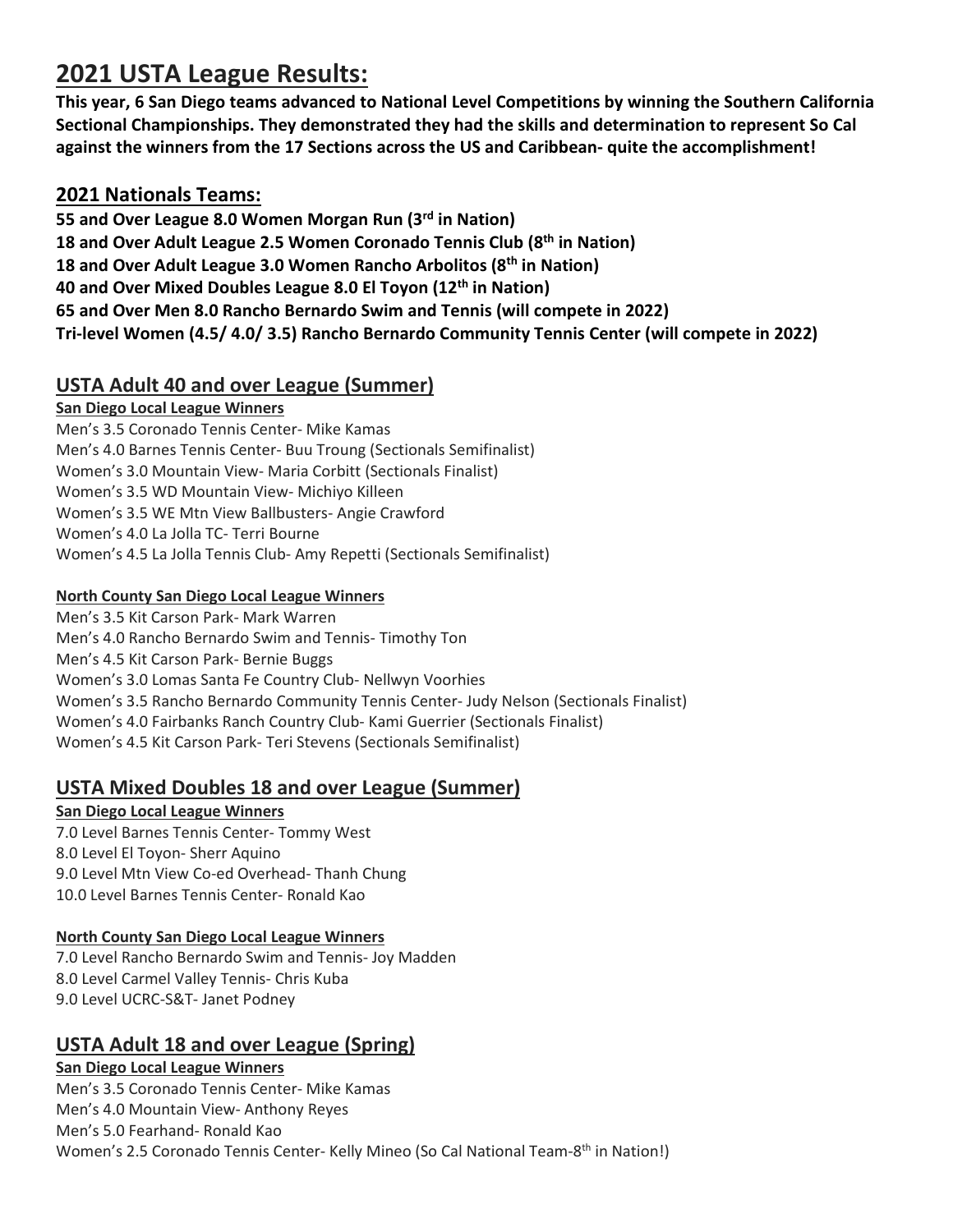# 2021 USTA League Results:

**This year, 6 San Diego teams advanced to National Level Competitions by winning the Southern California Sectional Championships. They demonstrated they had the skills and determination to represent So Cal against the winners from the 17 Sections across the US and Caribbean- quite the accomplishment!**

## 2021 Nationals Teams:

**55 and Over League 8.0 Women Morgan Run (3rd in Nation)**
**18 and Over Adult League 2.5 Women Coronado Tennis Club (8th in Nation)**
**18 and Over Adult League 3.0 Women Rancho Arbolitos (8th in Nation)**
**40 and Over Mixed Doubles League 8.0 El Toyon (12th in Nation)**
**65 and Over Men 8.0 Rancho Bernardo Swim and Tennis (will compete in 2022)**
**Tri-level Women (4.5/ 4.0/ 3.5) Rancho Bernardo Community Tennis Center (will compete in 2022)**

## USTA Adult 40 and over League (Summer)

**San Diego Local League Winners**

Men's 3.5 Coronado Tennis Center- Mike Kamas
Men's 4.0 Barnes Tennis Center- Buu Troung (Sectionals Semifinalist)
Women's 3.0 Mountain View- Maria Corbitt (Sectionals Finalist)
Women's 3.5 WD Mountain View- Michiyo Killeen
Women's 3.5 WE Mtn View Ballbusters- Angie Crawford
Women's 4.0 La Jolla TC- Terri Bourne
Women's 4.5 La Jolla Tennis Club- Amy Repetti (Sectionals Semifinalist)

**North County San Diego Local League Winners**

Men's 3.5 Kit Carson Park- Mark Warren
Men's 4.0 Rancho Bernardo Swim and Tennis- Timothy Ton
Men's 4.5 Kit Carson Park- Bernie Buggs
Women's 3.0 Lomas Santa Fe Country Club- Nellwyn Voorhies
Women's 3.5 Rancho Bernardo Community Tennis Center- Judy Nelson (Sectionals Finalist)
Women's 4.0 Fairbanks Ranch Country Club- Kami Guerrier (Sectionals Finalist)
Women's 4.5 Kit Carson Park- Teri Stevens (Sectionals Semifinalist)

## USTA Mixed Doubles 18 and over League (Summer)

**San Diego Local League Winners**

7.0 Level Barnes Tennis Center- Tommy West
8.0 Level El Toyon- Sherr Aquino
9.0 Level Mtn View Co-ed Overhead- Thanh Chung
10.0 Level Barnes Tennis Center- Ronald Kao

**North County San Diego Local League Winners**

7.0 Level Rancho Bernardo Swim and Tennis- Joy Madden
8.0 Level Carmel Valley Tennis- Chris Kuba
9.0 Level UCRC-S&T- Janet Podney

## USTA Adult 18 and over League (Spring)

**San Diego Local League Winners**

Men's 3.5 Coronado Tennis Center- Mike Kamas
Men's 4.0 Mountain View- Anthony Reyes
Men's 5.0 Fearhand- Ronald Kao
Women's 2.5 Coronado Tennis Center- Kelly Mineo (So Cal National Team-8th in Nation!)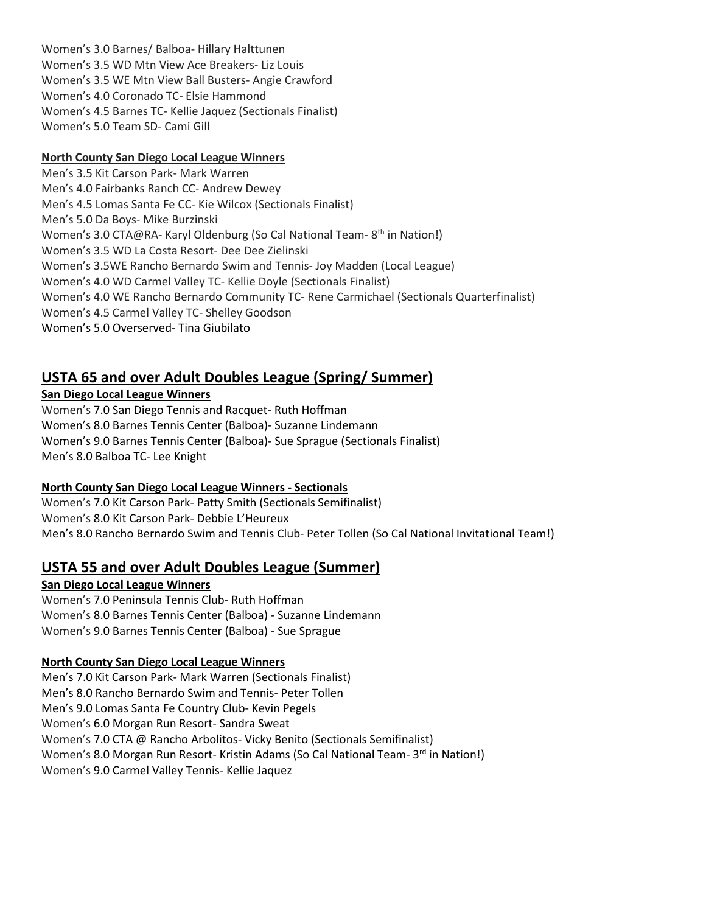Women's 3.0 Barnes/ Balboa- Hillary Halttunen
Women's 3.5 WD Mtn View Ace Breakers- Liz Louis
Women's 3.5 WE Mtn View Ball Busters- Angie Crawford
Women's 4.0 Coronado TC- Elsie Hammond
Women's 4.5 Barnes TC- Kellie Jaquez (Sectionals Finalist)
Women's 5.0 Team SD- Cami Gill

**North County San Diego Local League Winners**

Men's 3.5 Kit Carson Park- Mark Warren
Men's 4.0 Fairbanks Ranch CC- Andrew Dewey
Men's 4.5 Lomas Santa Fe CC- Kie Wilcox (Sectionals Finalist)
Men's 5.0 Da Boys- Mike Burzinski
Women's 3.0 CTA@RA- Karyl Oldenburg (So Cal National Team- 8th in Nation!)
Women's 3.5 WD La Costa Resort- Dee Dee Zielinski
Women's 3.5WE Rancho Bernardo Swim and Tennis- Joy Madden (Local League)
Women's 4.0 WD Carmel Valley TC- Kellie Doyle (Sectionals Finalist)
Women's 4.0 WE Rancho Bernardo Community TC- Rene Carmichael (Sectionals Quarterfinalist)
Women's 4.5 Carmel Valley TC- Shelley Goodson
Women's 5.0 Overserved- Tina Giubilato

## USTA 65 and over Adult Doubles League (Spring/ Summer)

**San Diego Local League Winners**

Women's 7.0 San Diego Tennis and Racquet- Ruth Hoffman
Women's 8.0 Barnes Tennis Center (Balboa)- Suzanne Lindemann
Women's 9.0 Barnes Tennis Center (Balboa)- Sue Sprague (Sectionals Finalist)
Men's 8.0 Balboa TC- Lee Knight

**North County San Diego Local League Winners - Sectionals**

Women's 7.0 Kit Carson Park- Patty Smith (Sectionals Semifinalist)
Women's 8.0 Kit Carson Park- Debbie L'Heureux
Men's 8.0 Rancho Bernardo Swim and Tennis Club- Peter Tollen (So Cal National Invitational Team!)

## USTA 55 and over Adult Doubles League (Summer)

**San Diego Local League Winners**

Women's 7.0 Peninsula Tennis Club- Ruth Hoffman
Women's 8.0 Barnes Tennis Center (Balboa) - Suzanne Lindemann
Women's 9.0 Barnes Tennis Center (Balboa) - Sue Sprague

**North County San Diego Local League Winners**

Men's 7.0 Kit Carson Park- Mark Warren (Sectionals Finalist)
Men's 8.0 Rancho Bernardo Swim and Tennis- Peter Tollen
Men's 9.0 Lomas Santa Fe Country Club- Kevin Pegels
Women's 6.0 Morgan Run Resort- Sandra Sweat
Women's 7.0 CTA @ Rancho Arbolitos- Vicky Benito (Sectionals Semifinalist)
Women's 8.0 Morgan Run Resort- Kristin Adams (So Cal National Team- 3rd in Nation!)
Women's 9.0 Carmel Valley Tennis- Kellie Jaquez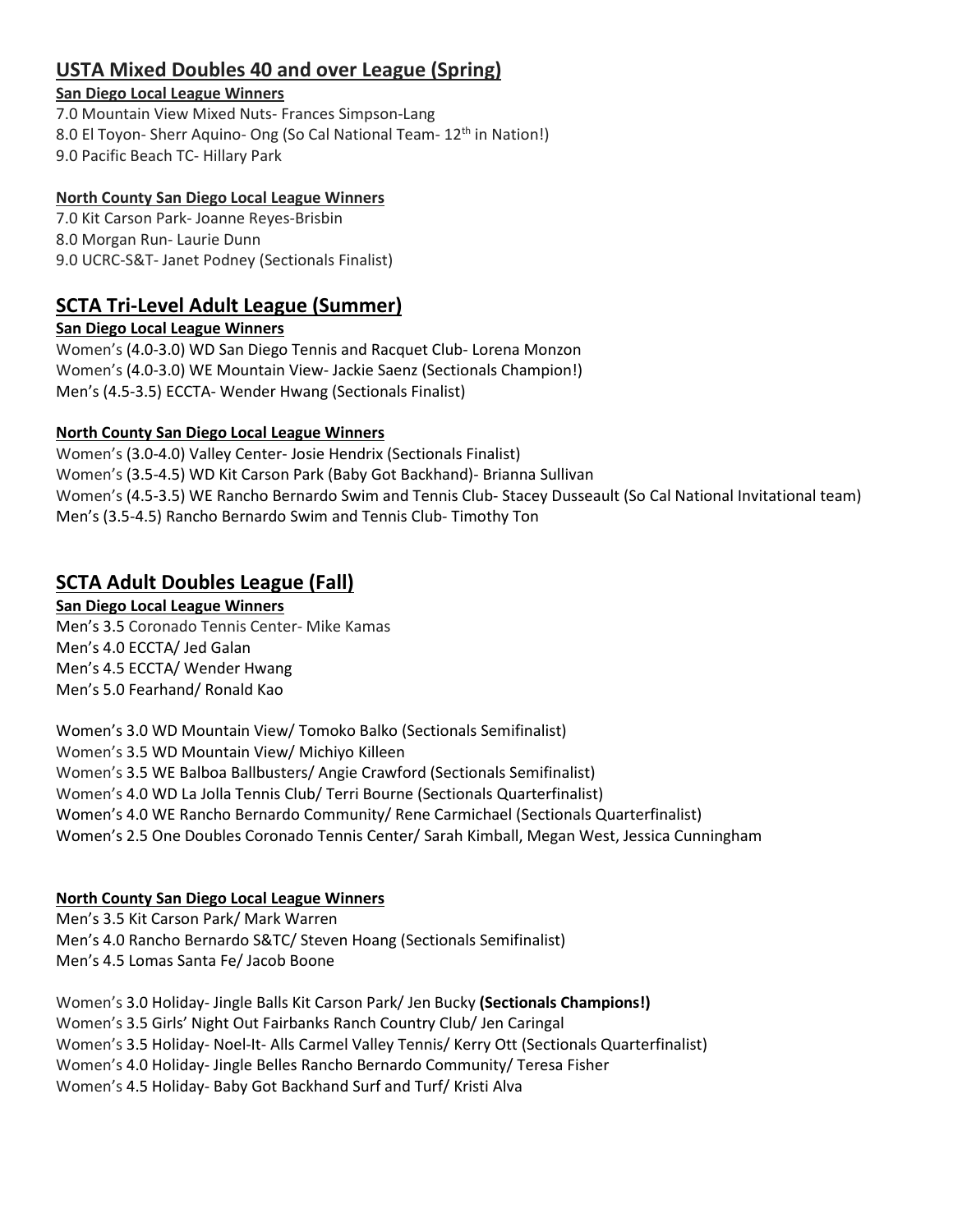## USTA Mixed Doubles 40 and over League (Spring)

**San Diego Local League Winners**

7.0 Mountain View Mixed Nuts- Frances Simpson-Lang
8.0 El Toyon- Sherr Aquino- Ong (So Cal National Team- 12th in Nation!)
9.0 Pacific Beach TC- Hillary Park

**North County San Diego Local League Winners**

7.0 Kit Carson Park- Joanne Reyes-Brisbin
8.0 Morgan Run- Laurie Dunn
9.0 UCRC-S&T- Janet Podney (Sectionals Finalist)

## SCTA Tri-Level Adult League (Summer)

**San Diego Local League Winners**

Women's (4.0-3.0) WD San Diego Tennis and Racquet Club- Lorena Monzon
Women's (4.0-3.0) WE Mountain View- Jackie Saenz (Sectionals Champion!)
Men's (4.5-3.5) ECCTA- Wender Hwang (Sectionals Finalist)

**North County San Diego Local League Winners**

Women's (3.0-4.0) Valley Center- Josie Hendrix (Sectionals Finalist)
Women's (3.5-4.5) WD Kit Carson Park (Baby Got Backhand)- Brianna Sullivan
Women's (4.5-3.5) WE Rancho Bernardo Swim and Tennis Club- Stacey Dusseault (So Cal National Invitational team)
Men's (3.5-4.5) Rancho Bernardo Swim and Tennis Club- Timothy Ton

## SCTA Adult Doubles League (Fall)

**San Diego Local League Winners**

Men's 3.5 Coronado Tennis Center- Mike Kamas
Men's 4.0 ECCTA/ Jed Galan
Men's 4.5 ECCTA/ Wender Hwang
Men's 5.0 Fearhand/ Ronald Kao

Women's 3.0 WD Mountain View/ Tomoko Balko (Sectionals Semifinalist)
Women's 3.5 WD Mountain View/ Michiyo Killeen
Women's 3.5 WE Balboa Ballbusters/ Angie Crawford (Sectionals Semifinalist)
Women's 4.0 WD La Jolla Tennis Club/ Terri Bourne (Sectionals Quarterfinalist)
Women's 4.0 WE Rancho Bernardo Community/ Rene Carmichael (Sectionals Quarterfinalist)
Women's 2.5 One Doubles Coronado Tennis Center/ Sarah Kimball, Megan West, Jessica Cunningham

**North County San Diego Local League Winners**

Men's 3.5 Kit Carson Park/ Mark Warren
Men's 4.0 Rancho Bernardo S&TC/ Steven Hoang (Sectionals Semifinalist)
Men's 4.5 Lomas Santa Fe/ Jacob Boone

Women's 3.0 Holiday- Jingle Balls Kit Carson Park/ Jen Bucky **(Sectionals Champions!)**
Women's 3.5 Girls' Night Out Fairbanks Ranch Country Club/ Jen Caringal
Women's 3.5 Holiday- Noel-It- Alls Carmel Valley Tennis/ Kerry Ott (Sectionals Quarterfinalist)
Women's 4.0 Holiday- Jingle Belles Rancho Bernardo Community/ Teresa Fisher
Women's 4.5 Holiday- Baby Got Backhand Surf and Turf/ Kristi Alva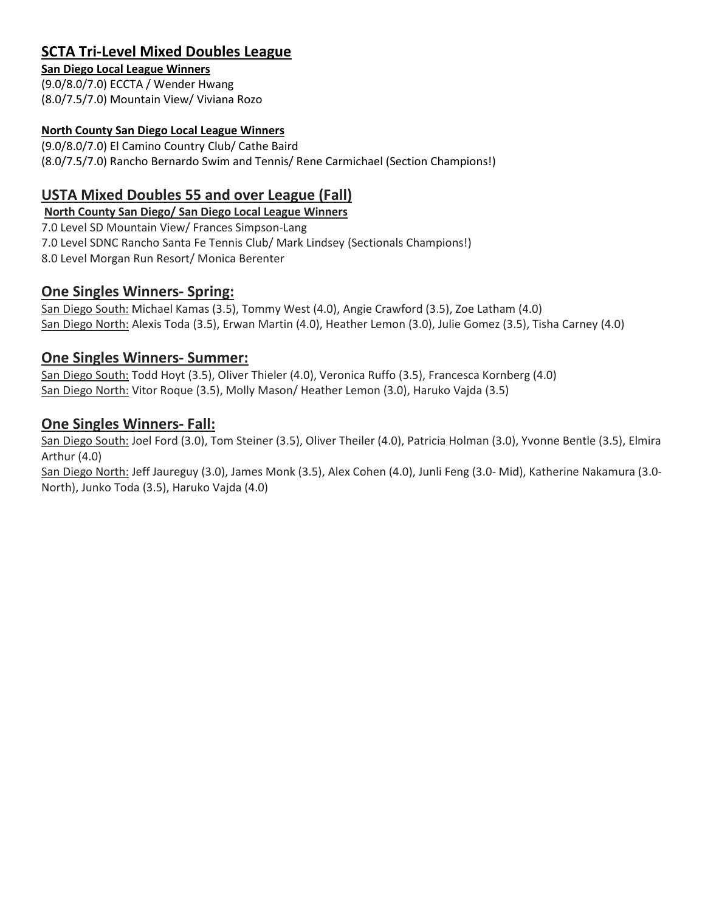## SCTA Tri-Level Mixed Doubles League

**San Diego Local League Winners**

(9.0/8.0/7.0) ECCTA / Wender Hwang
(8.0/7.5/7.0) Mountain View/ Viviana Rozo

**North County San Diego Local League Winners**

(9.0/8.0/7.0) El Camino Country Club/ Cathe Baird
(8.0/7.5/7.0) Rancho Bernardo Swim and Tennis/ Rene Carmichael (Section Champions!)

## USTA Mixed Doubles 55 and over League (Fall)

**North County San Diego/ San Diego Local League Winners**

7.0 Level SD Mountain View/ Frances Simpson-Lang
7.0 Level SDNC Rancho Santa Fe Tennis Club/ Mark Lindsey (Sectionals Champions!)
8.0 Level Morgan Run Resort/ Monica Berenter

## One Singles Winners- Spring:

San Diego South: Michael Kamas (3.5), Tommy West (4.0), Angie Crawford (3.5), Zoe Latham (4.0)
San Diego North: Alexis Toda (3.5), Erwan Martin (4.0), Heather Lemon (3.0), Julie Gomez (3.5), Tisha Carney (4.0)

## One Singles Winners- Summer:

San Diego South: Todd Hoyt (3.5), Oliver Thieler (4.0), Veronica Ruffo (3.5), Francesca Kornberg (4.0)
San Diego North: Vitor Roque (3.5), Molly Mason/ Heather Lemon (3.0), Haruko Vajda (3.5)

## One Singles Winners- Fall:

San Diego South: Joel Ford (3.0), Tom Steiner (3.5), Oliver Theiler (4.0), Patricia Holman (3.0), Yvonne Bentle (3.5), Elmira Arthur (4.0)
San Diego North: Jeff Jaureguy (3.0), James Monk (3.5), Alex Cohen (4.0), Junli Feng (3.0- Mid), Katherine Nakamura (3.0- North), Junko Toda (3.5), Haruko Vajda (4.0)